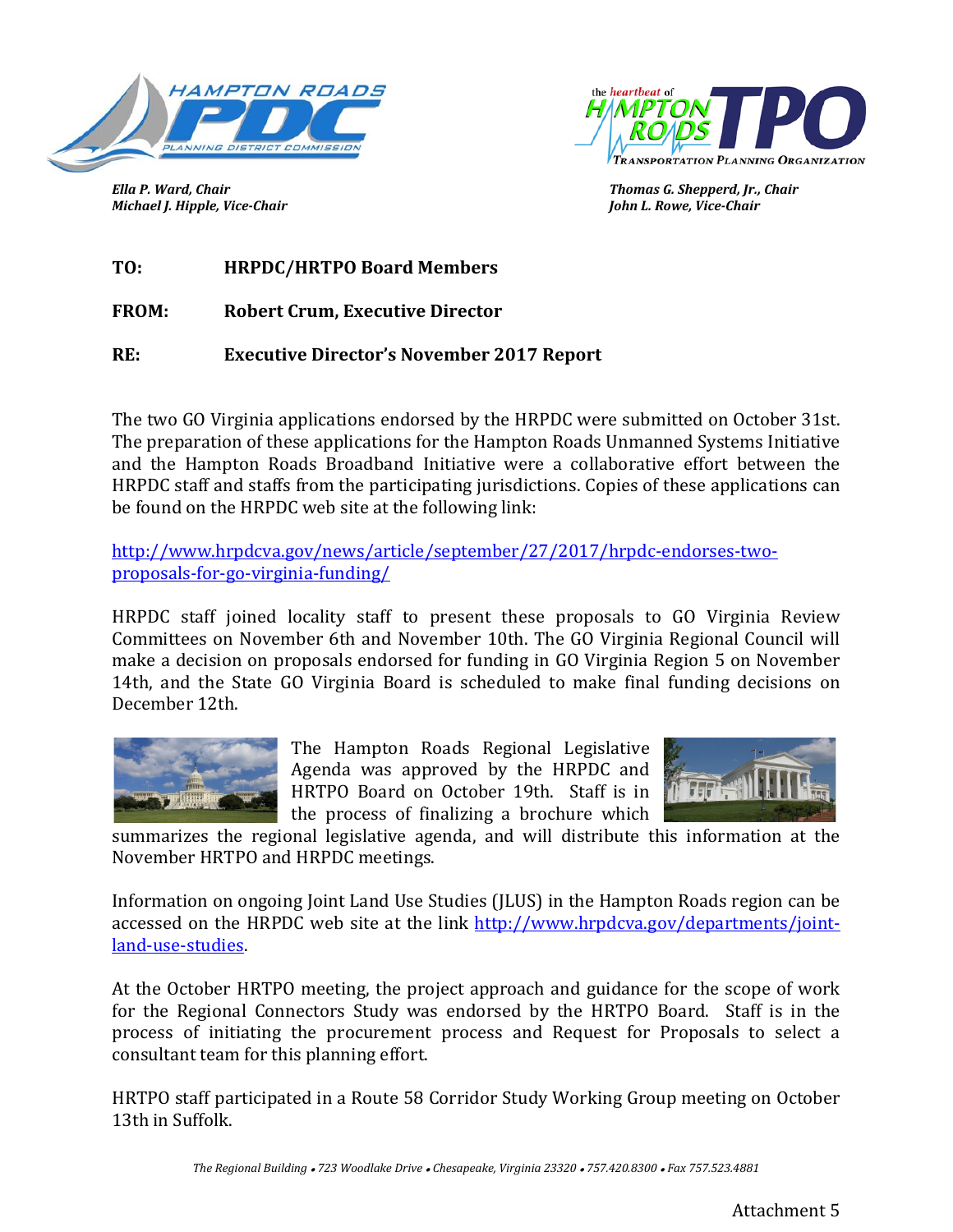*Ella P. Ward, Chair*
*Michael J. Hipple, Vice-Chair*

*Thomas G. Shepperd, Jr., Chair*
*John L. Rowe, Vice-Chair*

**TO:** **HRPDC/HRTPO Board Members**

**FROM:** **Robert Crum, Executive Director**

**RE:** **Executive Director's November 2017 Report**

The two GO Virginia applications endorsed by the HRPDC were submitted on October 31st. The preparation of these applications for the Hampton Roads Unmanned Systems Initiative and the Hampton Roads Broadband Initiative were a collaborative effort between the HRPDC staff and staffs from the participating jurisdictions. Copies of these applications can be found on the HRPDC web site at the following link:

http://www.hrpdcva.gov/news/article/september/27/2017/hrpdc-endorses-two-proposals-for-go-virginia-funding/

HRPDC staff joined locality staff to present these proposals to GO Virginia Review Committees on November 6th and November 10th. The GO Virginia Regional Council will make a decision on proposals endorsed for funding in GO Virginia Region 5 on November 14th, and the State GO Virginia Board is scheduled to make final funding decisions on December 12th.

The Hampton Roads Regional Legislative Agenda was approved by the HRPDC and HRTPO Board on October 19th. Staff is in the process of finalizing a brochure which summarizes the regional legislative agenda, and will distribute this information at the November HRTPO and HRPDC meetings.

Information on ongoing Joint Land Use Studies (JLUS) in the Hampton Roads region can be accessed on the HRPDC web site at the link http://www.hrpdcva.gov/departments/joint-land-use-studies.

At the October HRTPO meeting, the project approach and guidance for the scope of work for the Regional Connectors Study was endorsed by the HRTPO Board. Staff is in the process of initiating the procurement process and Request for Proposals to select a consultant team for this planning effort.

HRTPO staff participated in a Route 58 Corridor Study Working Group meeting on October 13th in Suffolk.

*The Regional Building • 723 Woodlake Drive • Chesapeake, Virginia 23320 • 757.420.8300 • Fax 757.523.4881*

Attachment 5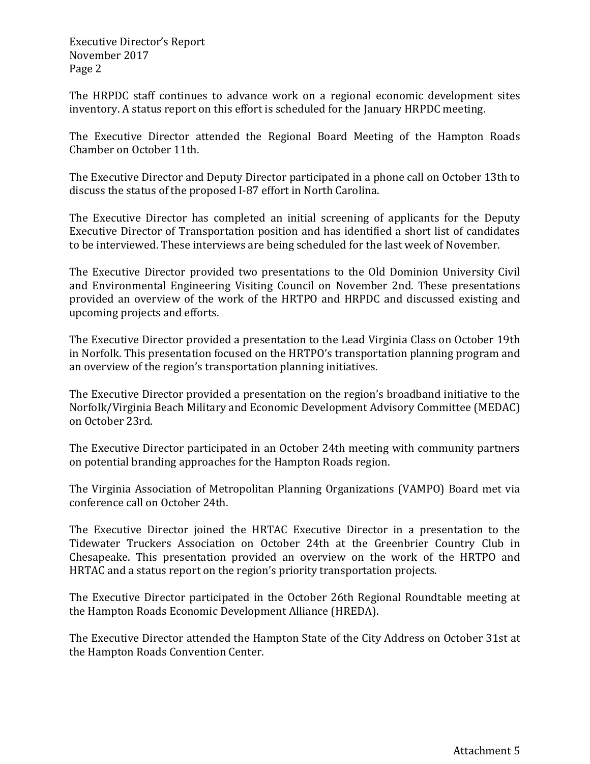The HRPDC staff continues to advance work on a regional economic development sites inventory. A status report on this effort is scheduled for the January HRPDC meeting.

The Executive Director attended the Regional Board Meeting of the Hampton Roads Chamber on October 11th.

The Executive Director and Deputy Director participated in a phone call on October 13th to discuss the status of the proposed I-87 effort in North Carolina.

The Executive Director has completed an initial screening of applicants for the Deputy Executive Director of Transportation position and has identified a short list of candidates to be interviewed. These interviews are being scheduled for the last week of November.

The Executive Director provided two presentations to the Old Dominion University Civil and Environmental Engineering Visiting Council on November 2nd. These presentations provided an overview of the work of the HRTPO and HRPDC and discussed existing and upcoming projects and efforts.

The Executive Director provided a presentation to the Lead Virginia Class on October 19th in Norfolk. This presentation focused on the HRTPO's transportation planning program and an overview of the region's transportation planning initiatives.

The Executive Director provided a presentation on the region's broadband initiative to the Norfolk/Virginia Beach Military and Economic Development Advisory Committee (MEDAC) on October 23rd.

The Executive Director participated in an October 24th meeting with community partners on potential branding approaches for the Hampton Roads region.

The Virginia Association of Metropolitan Planning Organizations (VAMPO) Board met via conference call on October 24th.

The Executive Director joined the HRTAC Executive Director in a presentation to the Tidewater Truckers Association on October 24th at the Greenbrier Country Club in Chesapeake. This presentation provided an overview on the work of the HRTPO and HRTAC and a status report on the region's priority transportation projects.

The Executive Director participated in the October 26th Regional Roundtable meeting at the Hampton Roads Economic Development Alliance (HREDA).

The Executive Director attended the Hampton State of the City Address on October 31st at the Hampton Roads Convention Center.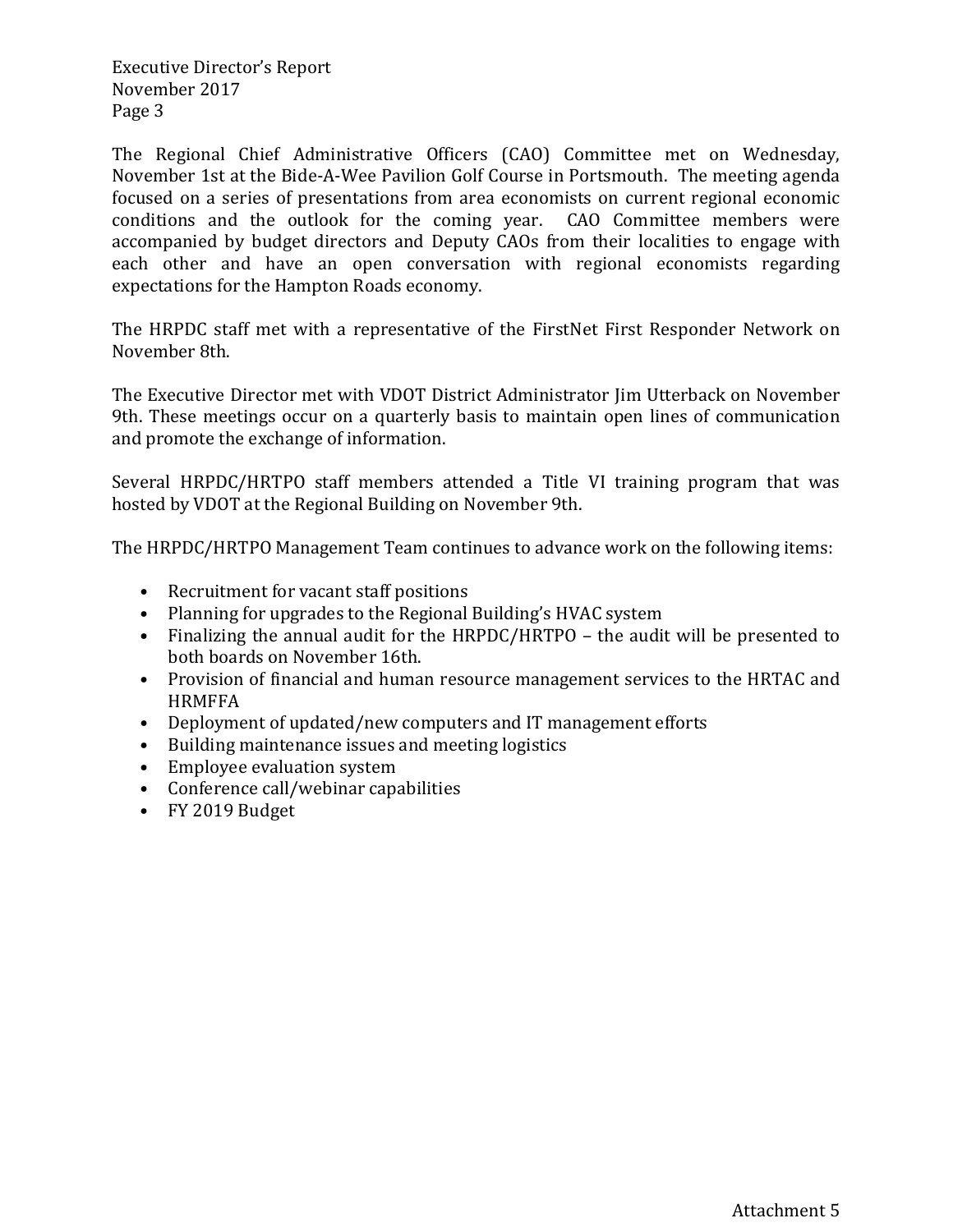The Regional Chief Administrative Officers (CAO) Committee met on Wednesday, November 1st at the Bide-A-Wee Pavilion Golf Course in Portsmouth. The meeting agenda focused on a series of presentations from area economists on current regional economic conditions and the outlook for the coming year. CAO Committee members were accompanied by budget directors and Deputy CAOs from their localities to engage with each other and have an open conversation with regional economists regarding expectations for the Hampton Roads economy.

The HRPDC staff met with a representative of the FirstNet First Responder Network on November 8th.

The Executive Director met with VDOT District Administrator Jim Utterback on November 9th. These meetings occur on a quarterly basis to maintain open lines of communication and promote the exchange of information.

Several HRPDC/HRTPO staff members attended a Title VI training program that was hosted by VDOT at the Regional Building on November 9th.

The HRPDC/HRTPO Management Team continues to advance work on the following items:

- Recruitment for vacant staff positions
- Planning for upgrades to the Regional Building's HVAC system
- Finalizing the annual audit for the HRPDC/HRTPO – the audit will be presented to both boards on November 16th.
- Provision of financial and human resource management services to the HRTAC and HRMFFA
- Deployment of updated/new computers and IT management efforts
- Building maintenance issues and meeting logistics
- Employee evaluation system
- Conference call/webinar capabilities
- FY 2019 Budget